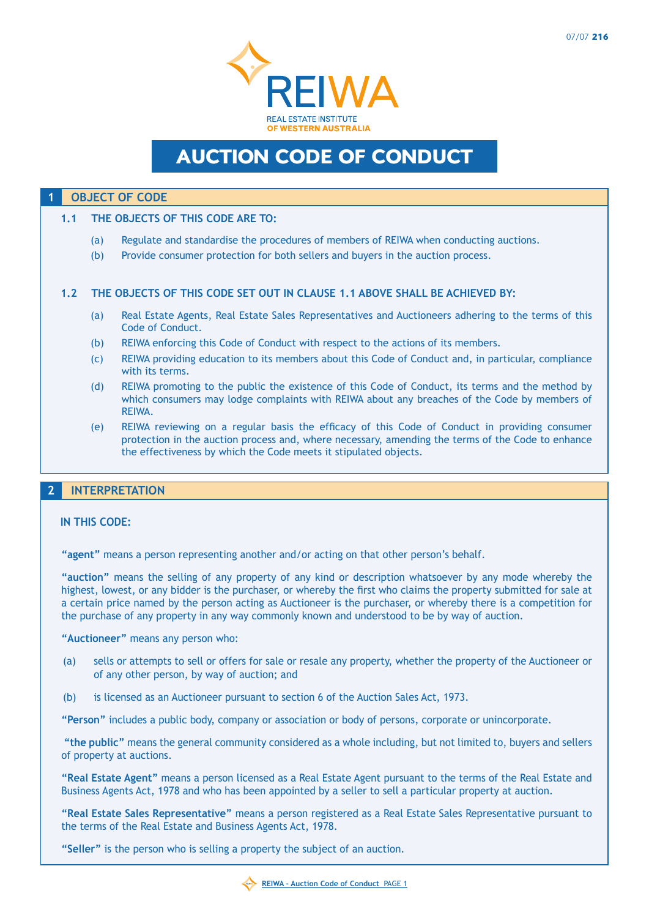REIWA

REAL ESTATE INSTITUTE OF WESTERN AUSTRALIA

# AUCTION CODE OF CONDUCT

## 1 OBJECT OF CODE

### 1.1 THE OBJECTS OF THIS CODE ARE TO:

(a) Regulate and standardise the procedures of members of REIWA when conducting auctions.

(b) Provide consumer protection for both sellers and buyers in the auction process.

### 1.2 THE OBJECTS OF THIS CODE SET OUT IN CLAUSE 1.1 ABOVE SHALL BE ACHIEVED BY:

(a) Real Estate Agents, Real Estate Sales Representatives and Auctioneers adhering to the terms of this Code of Conduct.

(b) REIWA enforcing this Code of Conduct with respect to the actions of its members.

(c) REIWA providing education to its members about this Code of Conduct and, in particular, compliance with its terms.

(d) REIWA promoting to the public the existence of this Code of Conduct, its terms and the method by which consumers may lodge complaints with REIWA about any breaches of the Code by members of REIWA.

(e) REIWA reviewing on a regular basis the efficacy of this Code of Conduct in providing consumer protection in the auction process and, where necessary, amending the terms of the Code to enhance the effectiveness by which the Code meets it stipulated objects.

## 2 INTERPRETATION

**IN THIS CODE:**

**"agent"** means a person representing another and/or acting on that other person's behalf.

**"auction"** means the selling of any property of any kind or description whatsoever by any mode whereby the highest, lowest, or any bidder is the purchaser, or whereby the first who claims the property submitted for sale at a certain price named by the person acting as Auctioneer is the purchaser, or whereby there is a competition for the purchase of any property in any way commonly known and understood to be by way of auction.

**"Auctioneer"** means any person who:

(a) sells or attempts to sell or offers for sale or resale any property, whether the property of the Auctioneer or of any other person, by way of auction; and

(b) is licensed as an Auctioneer pursuant to section 6 of the Auction Sales Act, 1973.

**"Person"** includes a public body, company or association or body of persons, corporate or unincorporate.

**"the public"** means the general community considered as a whole including, but not limited to, buyers and sellers of property at auctions.

**"Real Estate Agent"** means a person licensed as a Real Estate Agent pursuant to the terms of the Real Estate and Business Agents Act, 1978 and who has been appointed by a seller to sell a particular property at auction.

**"Real Estate Sales Representative"** means a person registered as a Real Estate Sales Representative pursuant to the terms of the Real Estate and Business Agents Act, 1978.

**"Seller"** is the person who is selling a property the subject of an auction.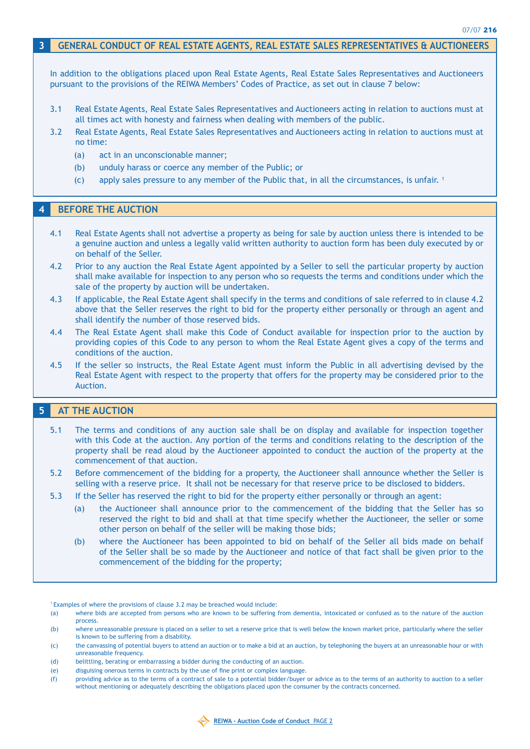## 3 GENERAL CONDUCT OF REAL ESTATE AGENTS, REAL ESTATE SALES REPRESENTATIVES & AUCTIONEERS

In addition to the obligations placed upon Real Estate Agents, Real Estate Sales Representatives and Auctioneers pursuant to the provisions of the REIWA Members' Codes of Practice, as set out in clause 7 below:

3.1 Real Estate Agents, Real Estate Sales Representatives and Auctioneers acting in relation to auctions must at all times act with honesty and fairness when dealing with members of the public.

3.2 Real Estate Agents, Real Estate Sales Representatives and Auctioneers acting in relation to auctions must at no time:

- (a) act in an unconscionable manner;
- (b) unduly harass or coerce any member of the Public; or
- (c) apply sales pressure to any member of the Public that, in all the circumstances, is unfair. [1]

## 4 BEFORE THE AUCTION

4.1 Real Estate Agents shall not advertise a property as being for sale by auction unless there is intended to be a genuine auction and unless a legally valid written authority to auction form has been duly executed by or on behalf of the Seller.

4.2 Prior to any auction the Real Estate Agent appointed by a Seller to sell the particular property by auction shall make available for inspection to any person who so requests the terms and conditions under which the sale of the property by auction will be undertaken.

4.3 If applicable, the Real Estate Agent shall specify in the terms and conditions of sale referred to in clause 4.2 above that the Seller reserves the right to bid for the property either personally or through an agent and shall identify the number of those reserved bids.

4.4 The Real Estate Agent shall make this Code of Conduct available for inspection prior to the auction by providing copies of this Code to any person to whom the Real Estate Agent gives a copy of the terms and conditions of the auction.

4.5 If the seller so instructs, the Real Estate Agent must inform the Public in all advertising devised by the Real Estate Agent with respect to the property that offers for the property may be considered prior to the Auction.

## 5 AT THE AUCTION

5.1 The terms and conditions of any auction sale shall be on display and available for inspection together with this Code at the auction. Any portion of the terms and conditions relating to the description of the property shall be read aloud by the Auctioneer appointed to conduct the auction of the property at the commencement of that auction.

5.2 Before commencement of the bidding for a property, the Auctioneer shall announce whether the Seller is selling with a reserve price. It shall not be necessary for that reserve price to be disclosed to bidders.

5.3 If the Seller has reserved the right to bid for the property either personally or through an agent:

- (a) the Auctioneer shall announce prior to the commencement of the bidding that the Seller has so reserved the right to bid and shall at that time specify whether the Auctioneer, the seller or some other person on behalf of the seller will be making those bids;
- (b) where the Auctioneer has been appointed to bid on behalf of the Seller all bids made on behalf of the Seller shall be so made by the Auctioneer and notice of that fact shall be given prior to the commencement of the bidding for the property;

---

[1] Examples of where the provisions of clause 3.2 may be breached would include:

- (a) where bids are accepted from persons who are known to be suffering from dementia, intoxicated or confused as to the nature of the auction process.
- (b) where unreasonable pressure is placed on a seller to set a reserve price that is well below the known market price, particularly where the seller is known to be suffering from a disability.
- (c) the canvassing of potential buyers to attend an auction or to make a bid at an auction, by telephoning the buyers at an unreasonable hour or with unreasonable frequency.
- (d) belittling, berating or embarrassing a bidder during the conducting of an auction.
- (e) disguising onerous terms in contracts by the use of fine print or complex language.
- (f) providing advice as to the terms of a contract of sale to a potential bidder/buyer or advice as to the terms of an authority to auction to a seller without mentioning or adequately describing the obligations placed upon the consumer by the contracts concerned.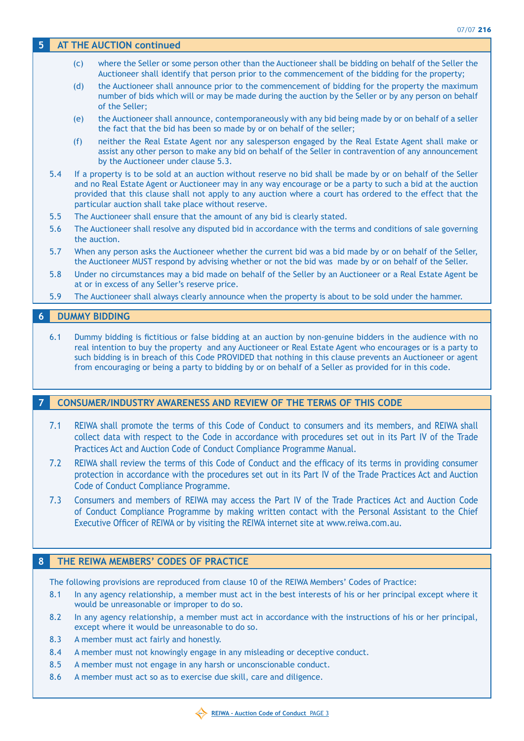## 5 AT THE AUCTION continued

(c) where the Seller or some person other than the Auctioneer shall be bidding on behalf of the Seller the Auctioneer shall identify that person prior to the commencement of the bidding for the property;

(d) the Auctioneer shall announce prior to the commencement of bidding for the property the maximum number of bids which will or may be made during the auction by the Seller or by any person on behalf of the Seller;

(e) the Auctioneer shall announce, contemporaneously with any bid being made by or on behalf of a seller the fact that the bid has been so made by or on behalf of the seller;

(f) neither the Real Estate Agent nor any salesperson engaged by the Real Estate Agent shall make or assist any other person to make any bid on behalf of the Seller in contravention of any announcement by the Auctioneer under clause 5.3.

5.4 If a property is to be sold at an auction without reserve no bid shall be made by or on behalf of the Seller and no Real Estate Agent or Auctioneer may in any way encourage or be a party to such a bid at the auction provided that this clause shall not apply to any auction where a court has ordered to the effect that the particular auction shall take place without reserve.

5.5 The Auctioneer shall ensure that the amount of any bid is clearly stated.

5.6 The Auctioneer shall resolve any disputed bid in accordance with the terms and conditions of sale governing the auction.

5.7 When any person asks the Auctioneer whether the current bid was a bid made by or on behalf of the Seller, the Auctioneer MUST respond by advising whether or not the bid was made by or on behalf of the Seller.

5.8 Under no circumstances may a bid made on behalf of the Seller by an Auctioneer or a Real Estate Agent be at or in excess of any Seller's reserve price.

5.9 The Auctioneer shall always clearly announce when the property is about to be sold under the hammer.

## 6 DUMMY BIDDING

6.1 Dummy bidding is fictitious or false bidding at an auction by non-genuine bidders in the audience with no real intention to buy the property and any Auctioneer or Real Estate Agent who encourages or is a party to such bidding is in breach of this Code PROVIDED that nothing in this clause prevents an Auctioneer or agent from encouraging or being a party to bidding by or on behalf of a Seller as provided for in this code.

## 7 CONSUMER/INDUSTRY AWARENESS AND REVIEW OF THE TERMS OF THIS CODE

7.1 REIWA shall promote the terms of this Code of Conduct to consumers and its members, and REIWA shall collect data with respect to the Code in accordance with procedures set out in its Part IV of the Trade Practices Act and Auction Code of Conduct Compliance Programme Manual.

7.2 REIWA shall review the terms of this Code of Conduct and the efficacy of its terms in providing consumer protection in accordance with the procedures set out in its Part IV of the Trade Practices Act and Auction Code of Conduct Compliance Programme.

7.3 Consumers and members of REIWA may access the Part IV of the Trade Practices Act and Auction Code of Conduct Compliance Programme by making written contact with the Personal Assistant to the Chief Executive Officer of REIWA or by visiting the REIWA internet site at www.reiwa.com.au.

## 8 THE REIWA MEMBERS' CODES OF PRACTICE

The following provisions are reproduced from clause 10 of the REIWA Members' Codes of Practice:

8.1 In any agency relationship, a member must act in the best interests of his or her principal except where it would be unreasonable or improper to do so.

8.2 In any agency relationship, a member must act in accordance with the instructions of his or her principal, except where it would be unreasonable to do so.

8.3 A member must act fairly and honestly.

8.4 A member must not knowingly engage in any misleading or deceptive conduct.

8.5 A member must not engage in any harsh or unconscionable conduct.

8.6 A member must act so as to exercise due skill, care and diligence.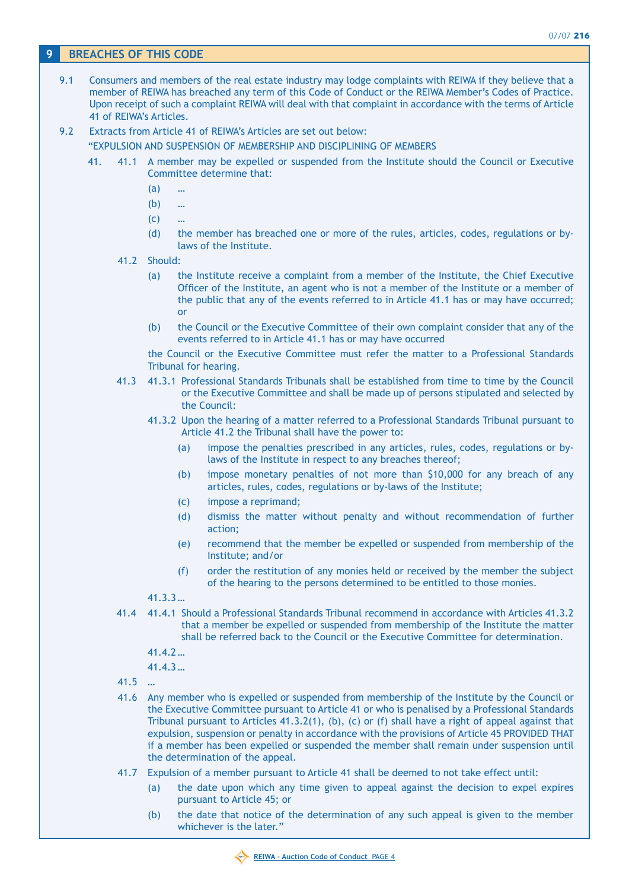## 9 BREACHES OF THIS CODE

9.1 Consumers and members of the real estate industry may lodge complaints with REIWA if they believe that a member of REIWA has breached any term of this Code of Conduct or the REIWA Member's Codes of Practice. Upon receipt of such a complaint REIWA will deal with that complaint in accordance with the terms of Article 41 of REIWA's Articles.

9.2 Extracts from Article 41 of REIWA's Articles are set out below:

"EXPLUSION AND SUSPENSION OF MEMBERSHIP AND DISCIPLINING OF MEMBERS

41. 41.1 A member may be expelled or suspended from the Institute should the Council or Executive Committee determine that:

- (a) …
- (b) …
- (c) …
- (d) the member has breached one or more of the rules, articles, codes, regulations or by-laws of the Institute.

41.2 Should:

- (a) the Institute receive a complaint from a member of the Institute, the Chief Executive Officer of the Institute, an agent who is not a member of the Institute or a member of the public that any of the events referred to in Article 41.1 has or may have occurred; or
- (b) the Council or the Executive Committee of their own complaint consider that any of the events referred to in Article 41.1 has or may have occurred

the Council or the Executive Committee must refer the matter to a Professional Standards Tribunal for hearing.

41.3 41.3.1 Professional Standards Tribunals shall be established from time to time by the Council or the Executive Committee and shall be made up of persons stipulated and selected by the Council:

41.3.2 Upon the hearing of a matter referred to a Professional Standards Tribunal pursuant to Article 41.2 the Tribunal shall have the power to:

- (a) impose the penalties prescribed in any articles, rules, codes, regulations or by-laws of the Institute in respect to any breaches thereof;
- (b) impose monetary penalties of not more than $10,000 for any breach of any articles, rules, codes, regulations or by-laws of the Institute;
- (c) impose a reprimand;
- (d) dismiss the matter without penalty and without recommendation of further action;
- (e) recommend that the member be expelled or suspended from membership of the Institute; and/or
- (f) order the restitution of any monies held or received by the member the subject of the hearing to the persons determined to be entitled to those monies.

41.3.3 …

41.4 41.4.1 Should a Professional Standards Tribunal recommend in accordance with Articles 41.3.2 that a member be expelled or suspended from membership of the Institute the matter shall be referred back to the Council or the Executive Committee for determination.

41.4.2 …

41.4.3 …

41.5 …

41.6 Any member who is expelled or suspended from membership of the Institute by the Council or the Executive Committee pursuant to Article 41 or who is penalised by a Professional Standards Tribunal pursuant to Articles 41.3.2(1), (b), (c) or (f) shall have a right of appeal against that expulsion, suspension or penalty in accordance with the provisions of Article 45 PROVIDED THAT if a member has been expelled or suspended the member shall remain under suspension until the determination of the appeal.

41.7 Expulsion of a member pursuant to Article 41 shall be deemed to not take effect until:

- (a) the date upon which any time given to appeal against the decision to expel expires pursuant to Article 45; or
- (b) the date that notice of the determination of any such appeal is given to the member whichever is the later."